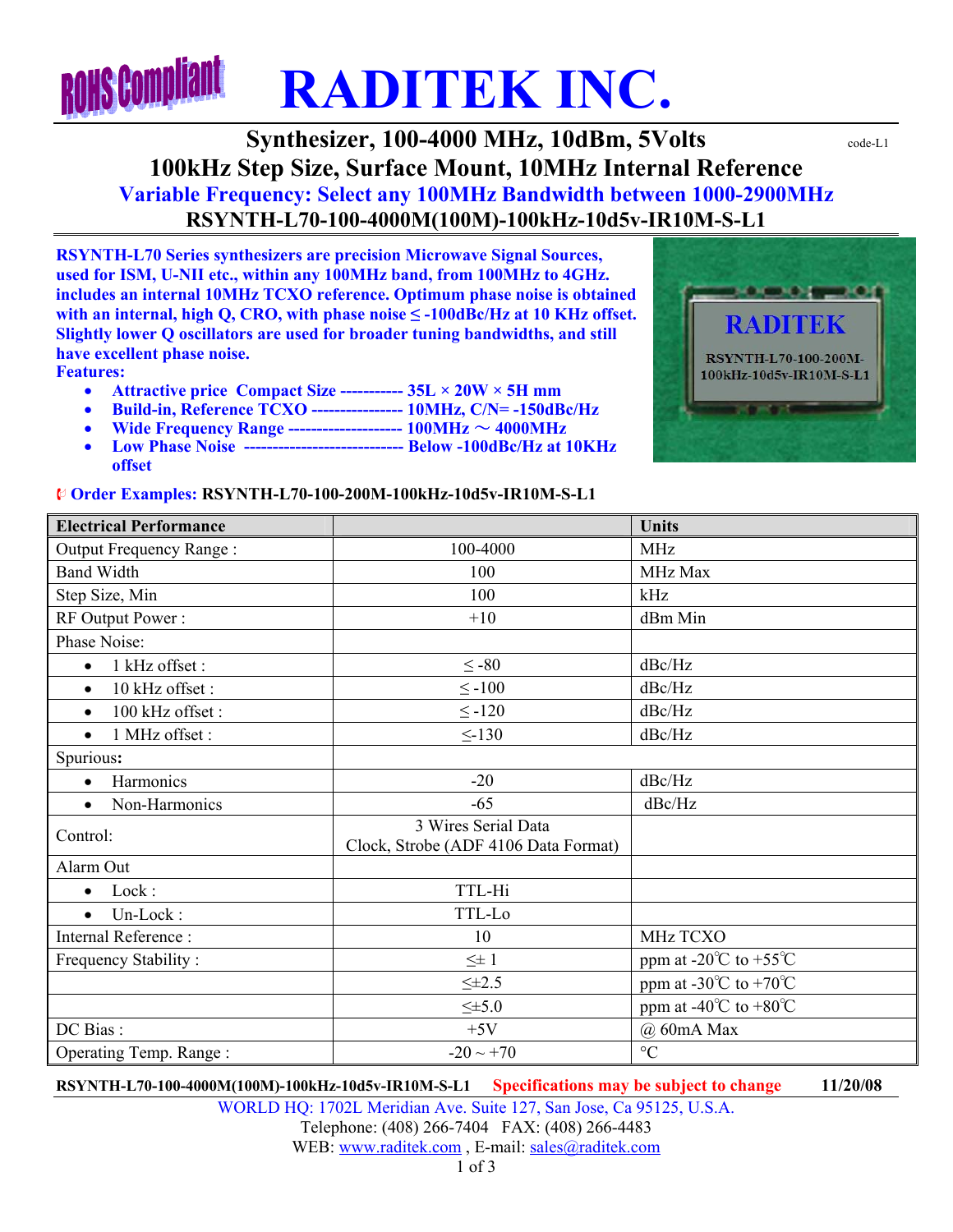ROHS Compliant

# RADITEK INC.

## Synthesizer, 100-4000 MHz, 10dBm, 5Volts

code-L1

## 100kHz Step Size, Surface Mount, 10MHz Internal Reference

## Variable Frequency: Select any 100MHz Bandwidth between 1000-2900MHz

## RSYNTH-L70-100-4000M(100M)-100kHz-10d5v-IR10M-S-L1

**RSYNTH-L70 Series synthesizers are precision Microwave Signal Sources, used for ISM, U-NII etc., within any 100MHz band, from 100MHz to 4GHz. includes an internal 10MHz TCXO reference. Optimum phase noise is obtained with an internal, high Q, CRO, with phase noise ≤ -100dBc/Hz at 10 KHz offset. Slightly lower Q oscillators are used for broader tuning bandwidths, and still have excellent phase noise.**

**Features:**

- **Attractive price Compact Size ----------- 35L × 20W × 5H mm**
- **Build-in, Reference TCXO ---------------- 10MHz, C/N= -150dBc/Hz**
- **Wide Frequency Range -------------------- 100MHz ～ 4000MHz**
- **Low Phase Noise ---------------------------- Below -100dBc/Hz at 10KHz offset**

RADITEK

RSYNTH-L70-100-200M-100kHz-10d5v-IR10M-S-L1

**Order Examples: RSYNTH-L70-100-200M-100kHz-10d5v-IR10M-S-L1**

| Electrical Performance | | Units |
|---|---|---|
| Output Frequency Range : | 100-4000 | MHz |
| Band Width | 100 | MHz Max |
| Step Size, Min | 100 | kHz |
| RF Output Power : | +10 | dBm Min |
| Phase Noise: | | |
| • 1 kHz offset : | ≤ -80 | dBc/Hz |
| • 10 kHz offset : | ≤ -100 | dBc/Hz |
| • 100 kHz offset : | ≤ -120 | dBc/Hz |
| • 1 MHz offset : | ≤-130 | dBc/Hz |
| Spurious: | | |
| • Harmonics | -20 | dBc/Hz |
| • Non-Harmonics | -65 | dBc/Hz |
| Control: | 3 Wires Serial Data Clock, Strobe (ADF 4106 Data Format) | |
| Alarm Out | | |
| • Lock : | TTL-Hi | |
| • Un-Lock : | TTL-Lo | |
| Internal Reference : | 10 | MHz TCXO |
| Frequency Stability : | ≤± 1 | ppm at -20℃ to +55℃ |
| | ≤±2.5 | ppm at -30℃ to +70℃ |
| | ≤±5.0 | ppm at -40℃ to +80℃ |
| DC Bias : | +5V | @ 60mA Max |
| Operating Temp. Range : | -20 ~ +70 | °C |

**RSYNTH-L70-100-4000M(100M)-100kHz-10d5v-IR10M-S-L1** **Specifications may be subject to change** **11/20/08**

WORLD HQ: 1702L Meridian Ave. Suite 127, San Jose, Ca 95125, U.S.A.
Telephone: (408) 266-7404 FAX: (408) 266-4483
WEB: www.raditek.com , E-mail: sales@raditek.com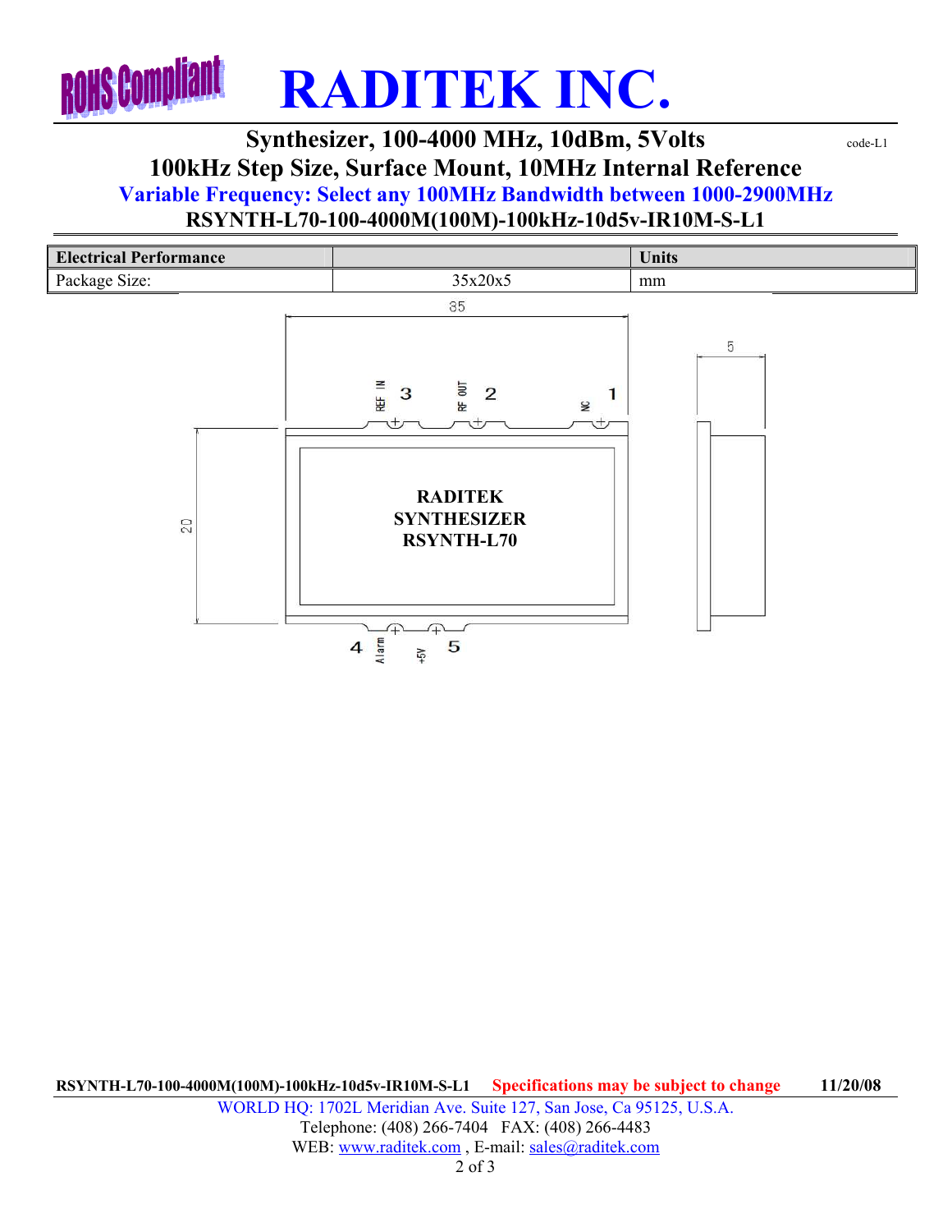RoHS Compliant

# RADITEK INC.

## Synthesizer, 100-4000 MHz, 10dBm, 5Volts

code-L1

## 100kHz Step Size, Surface Mount, 10MHz Internal Reference

### Variable Frequency: Select any 100MHz Bandwidth between 1000-2900MHz

### RSYNTH-L70-100-4000M(100M)-100kHz-10d5v-IR10M-S-L1

| Electrical Performance | | Units |
|---|---|---|
| Package Size: | 35x20x5 | mm |

35

5

REF IN 3 RF OUT 2 NC 1

RADITEK
SYNTHESIZER
RSYNTH-L70

20

4 Alarm +5V 5

RSYNTH-L70-100-4000M(100M)-100kHz-10d5v-IR10M-S-L1 Specifications may be subject to change 11/20/08

WORLD HQ: 1702L Meridian Ave. Suite 127, San Jose, Ca 95125, U.S.A.
Telephone: (408) 266-7404 FAX: (408) 266-4483
WEB: www.raditek.com , E-mail: sales@raditek.com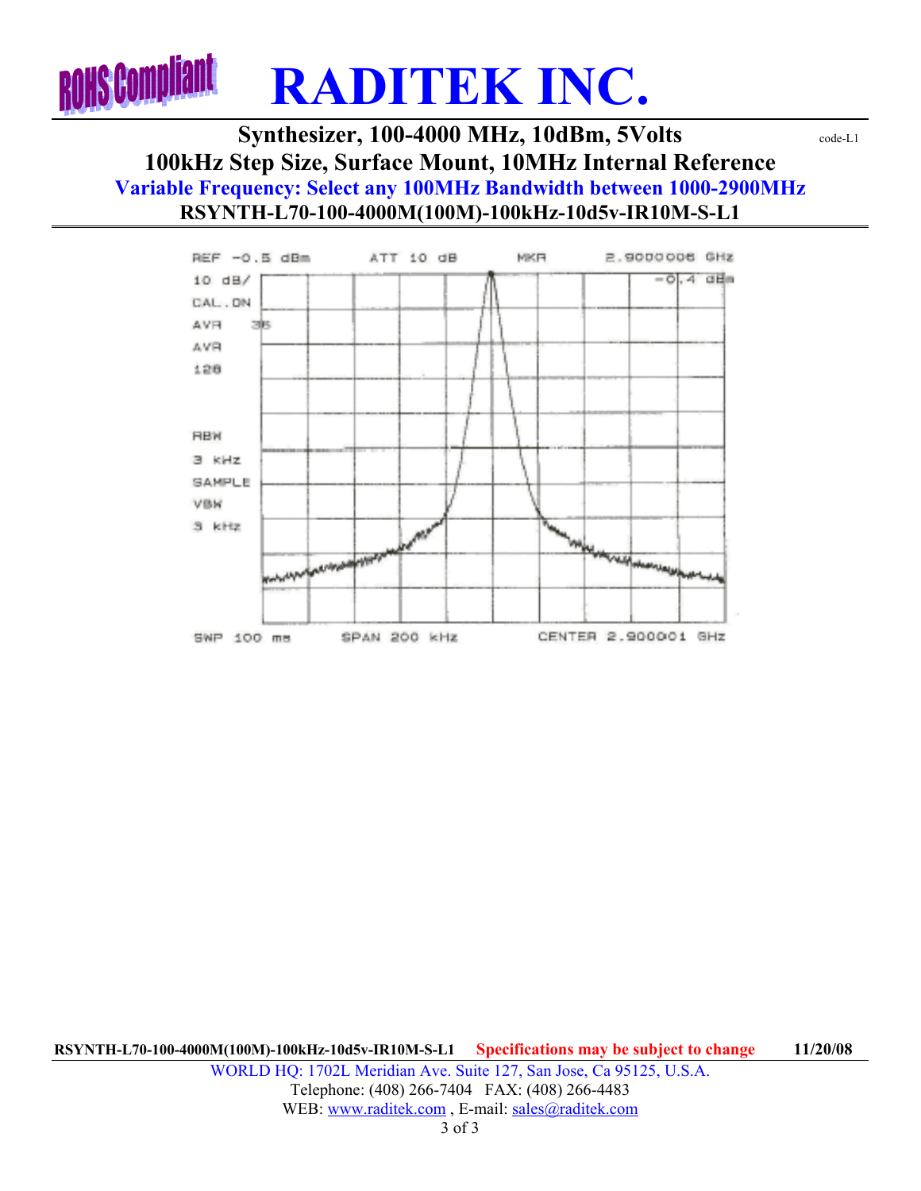# RADITEK INC.

ROHS Compliant

## Synthesizer, 100-4000 MHz, 10dBm, 5Volts

code-L1

## 100kHz Step Size, Surface Mount, 10MHz Internal Reference

**Variable Frequency: Select any 100MHz Bandwidth between 1000-2900MHz**

**RSYNTH-L70-100-4000M(100M)-100kHz-10d5v-IR10M-S-L1**

REF -0.5 dBm
ATT 10 dB
MKR
2.9000006 GHz
10 dB/
-0.4 dBm
CAL. ON
AVR 36
AVR
128
RBW
3 kHz
SAMPLE
VBW
3 kHz
SWP 100 ms
SPAN 200 kHz
CENTER 2.900001 GHz

**RSYNTH-L70-100-4000M(100M)-100kHz-10d5v-IR10M-S-L1** **Specifications may be subject to change** **11/20/08**

WORLD HQ: 1702L Meridian Ave. Suite 127, San Jose, Ca 95125, U.S.A.
Telephone: (408) 266-7404 FAX: (408) 266-4483
WEB: www.raditek.com , E-mail: sales@raditek.com